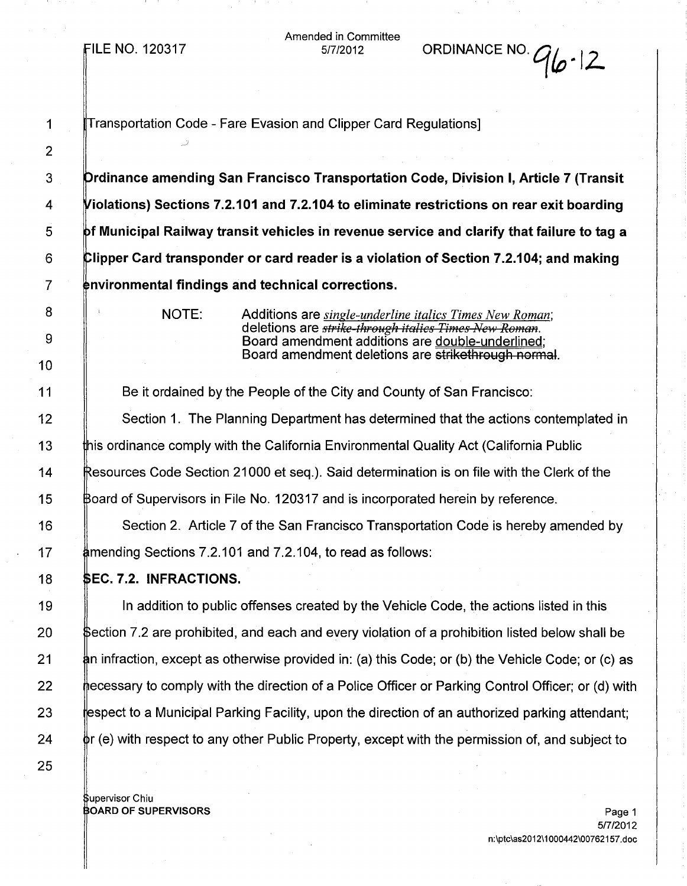FILE NO. 120317

Amended in Committee
5/7/2012

ORDINANCE NO. 96-12

[Transportation Code - Fare Evasion and Clipper Card Regulations]

**Ordinance amending San Francisco Transportation Code, Division I, Article 7 (Transit Violations) Sections 7.2.101 and 7.2.104 to eliminate restrictions on rear exit boarding of Municipal Railway transit vehicles in revenue service and clarify that failure to tag a Clipper Card transponder or card reader is a violation of Section 7.2.104; and making environmental findings and technical corrections.**

NOTE: Additions are *single-underline italics Times New Roman*; deletions are *~~strike-through italics Times New Roman~~*. Board amendment additions are double-underlined; Board amendment deletions are ~~strikethrough normal~~.

Be it ordained by the People of the City and County of San Francisco:

Section 1. The Planning Department has determined that the actions contemplated in this ordinance comply with the California Environmental Quality Act (California Public Resources Code Section 21000 et seq.). Said determination is on file with the Clerk of the Board of Supervisors in File No. 120317 and is incorporated herein by reference.

Section 2. Article 7 of the San Francisco Transportation Code is hereby amended by amending Sections 7.2.101 and 7.2.104, to read as follows:

**SEC. 7.2. INFRACTIONS.**

In addition to public offenses created by the Vehicle Code, the actions listed in this Section 7.2 are prohibited, and each and every violation of a prohibition listed below shall be an infraction, except as otherwise provided in: (a) this Code; or (b) the Vehicle Code; or (c) as necessary to comply with the direction of a Police Officer or Parking Control Officer; or (d) with respect to a Municipal Parking Facility, upon the direction of an authorized parking attendant; or (e) with respect to any other Public Property, except with the permission of, and subject to

Supervisor Chiu
BOARD OF SUPERVISORS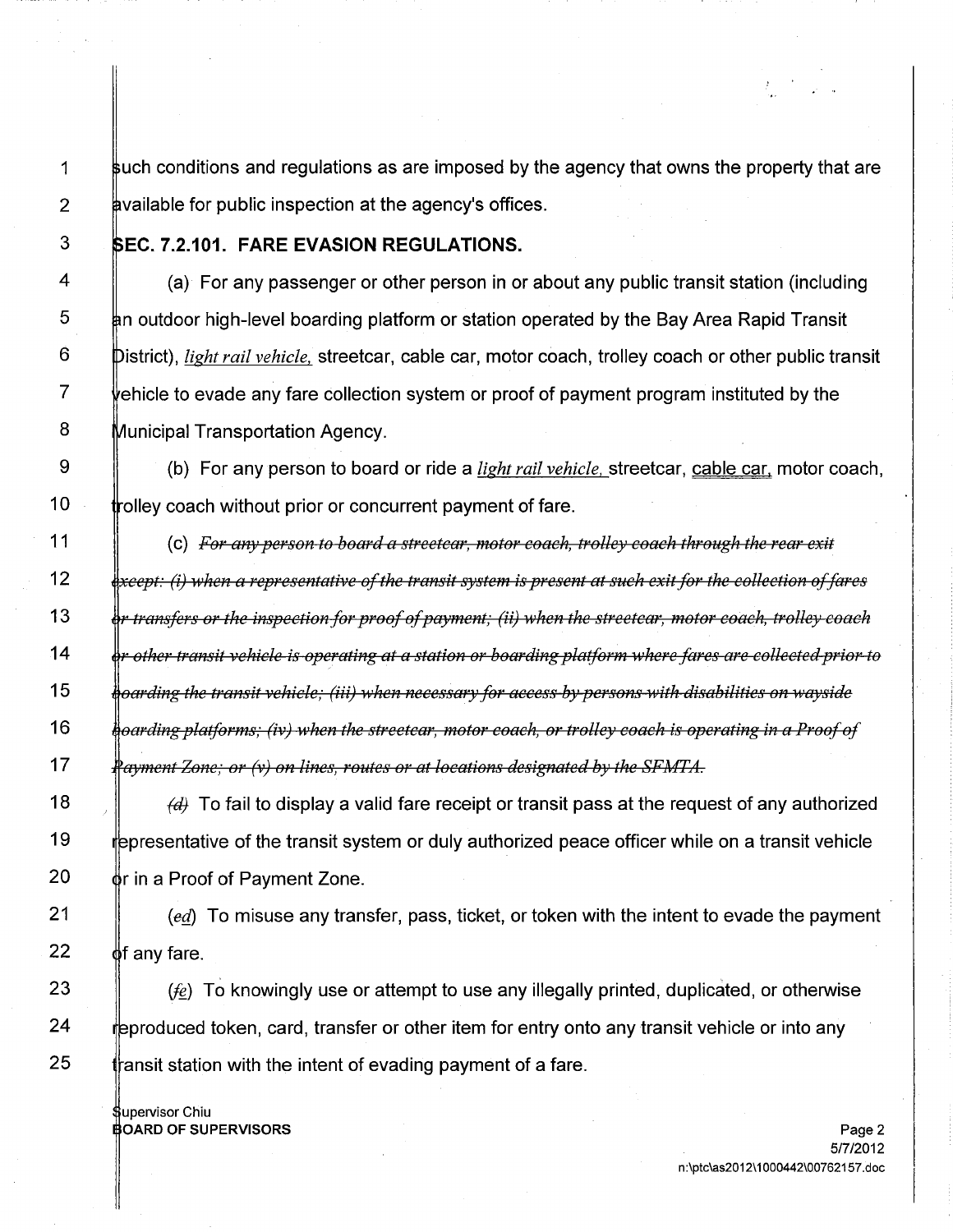such conditions and regulations as are imposed by the agency that owns the property that are available for public inspection at the agency's offices.

**SEC. 7.2.101. FARE EVASION REGULATIONS.**

(a) For any passenger or other person in or about any public transit station (including an outdoor high-level boarding platform or station operated by the Bay Area Rapid Transit District), *light rail vehicle,* streetcar, cable car, motor coach, trolley coach or other public transit vehicle to evade any fare collection system or proof of payment program instituted by the Municipal Transportation Agency.

(b) For any person to board or ride a *light rail vehicle,* streetcar, cable car, motor coach, trolley coach without prior or concurrent payment of fare.

(c) ~~*For any person to board a streetcar, motor coach, trolley coach through the rear exit except: (i) when a representative of the transit system is present at such exit for the collection of fares or transfers or the inspection for proof of payment; (ii) when the streetcar, motor coach, trolley coach or other transit vehicle is operating at a station or boarding platform where fares are collected prior to boarding the transit vehicle; (iii) when necessary for access by persons with disabilities on wayside boarding platforms; (iv) when the streetcar, motor coach, or trolley coach is operating in a Proof of Payment Zone; or (v) on lines, routes or at locations designated by the SFMTA.*~~

~~*(d)*~~ To fail to display a valid fare receipt or transit pass at the request of any authorized representative of the transit system or duly authorized peace officer while on a transit vehicle or in a Proof of Payment Zone.

(~~*e*~~d) To misuse any transfer, pass, ticket, or token with the intent to evade the payment of any fare.

(~~*f*~~e) To knowingly use or attempt to use any illegally printed, duplicated, or otherwise reproduced token, card, transfer or other item for entry onto any transit vehicle or into any transit station with the intent of evading payment of a fare.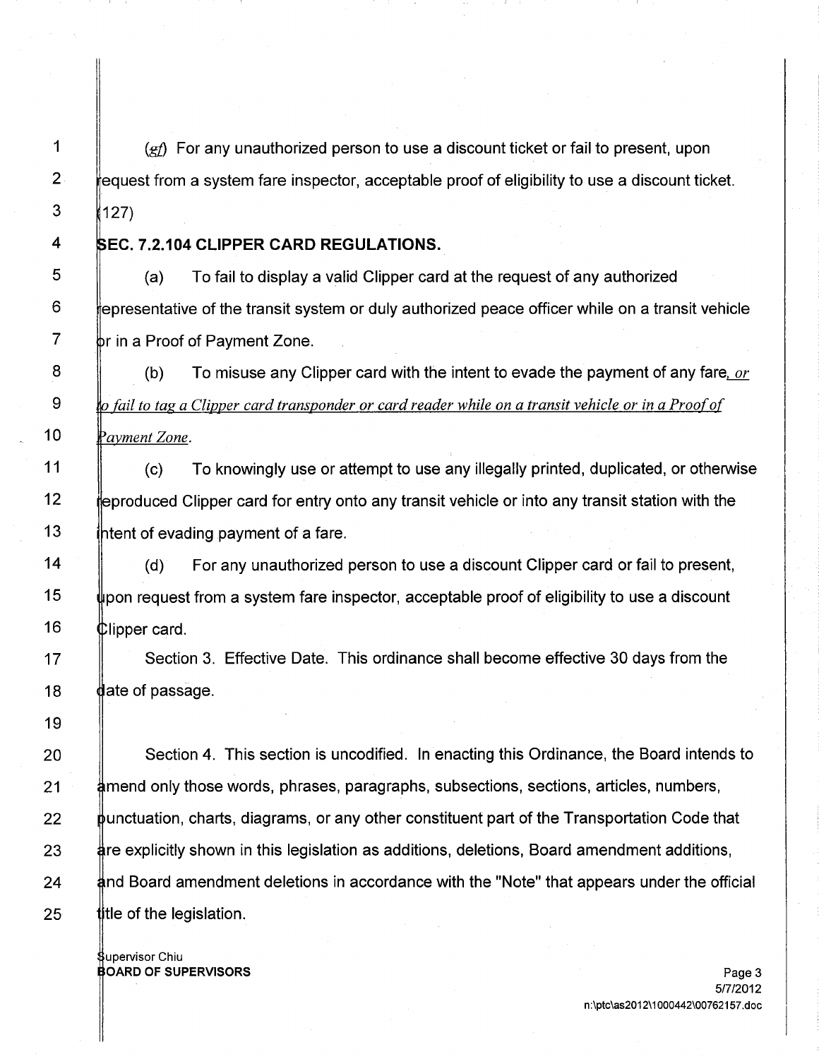(*gf*) For any unauthorized person to use a discount ticket or fail to present, upon request from a system fare inspector, acceptable proof of eligibility to use a discount ticket. (127)

**SEC. 7.2.104 CLIPPER CARD REGULATIONS.**

(a) To fail to display a valid Clipper card at the request of any authorized representative of the transit system or duly authorized peace officer while on a transit vehicle or in a Proof of Payment Zone.

(b) To misuse any Clipper card with the intent to evade the payment of any fare*, or to fail to tag a Clipper card transponder or card reader while on a transit vehicle or in a Proof of Payment Zone*.

(c) To knowingly use or attempt to use any illegally printed, duplicated, or otherwise reproduced Clipper card for entry onto any transit vehicle or into any transit station with the intent of evading payment of a fare.

(d) For any unauthorized person to use a discount Clipper card or fail to present, upon request from a system fare inspector, acceptable proof of eligibility to use a discount Clipper card.

Section 3. Effective Date. This ordinance shall become effective 30 days from the date of passage.

Section 4. This section is uncodified. In enacting this Ordinance, the Board intends to amend only those words, phrases, paragraphs, subsections, sections, articles, numbers, punctuation, charts, diagrams, or any other constituent part of the Transportation Code that are explicitly shown in this legislation as additions, deletions, Board amendment additions, and Board amendment deletions in accordance with the "Note" that appears under the official title of the legislation.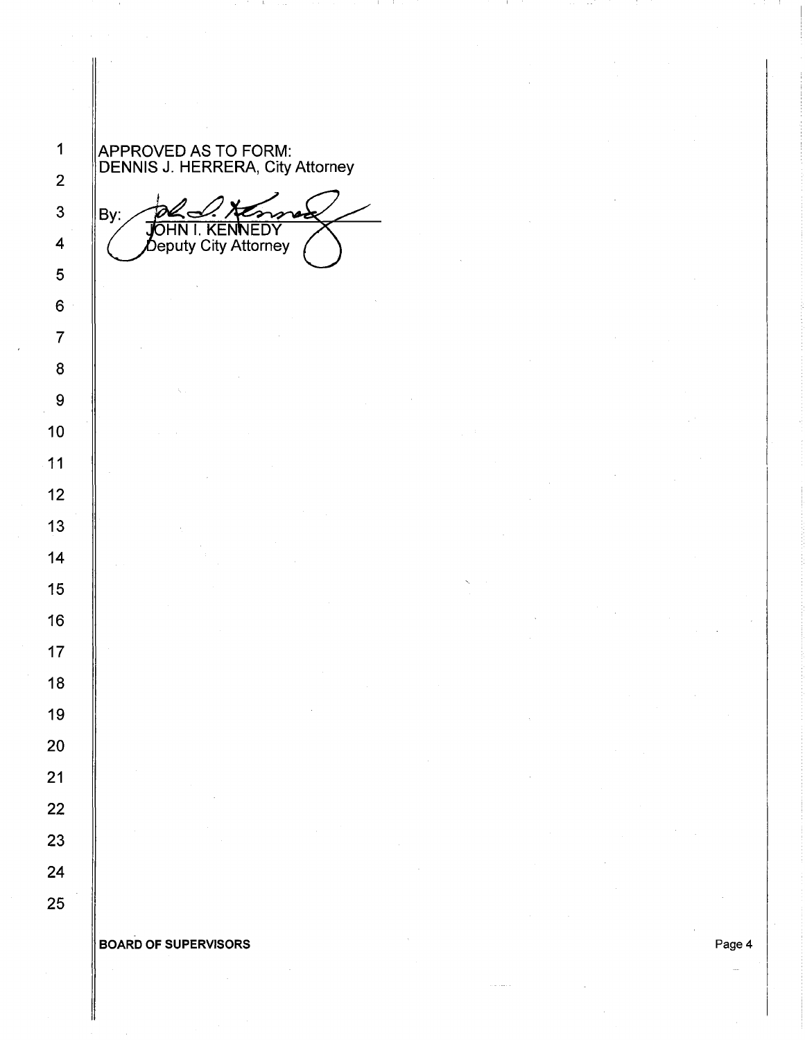APPROVED AS TO FORM:
DENNIS J. HERRERA, City Attorney

By: 
JOHN I. KENNEDY
Deputy City Attorney

**BOARD OF SUPERVISORS**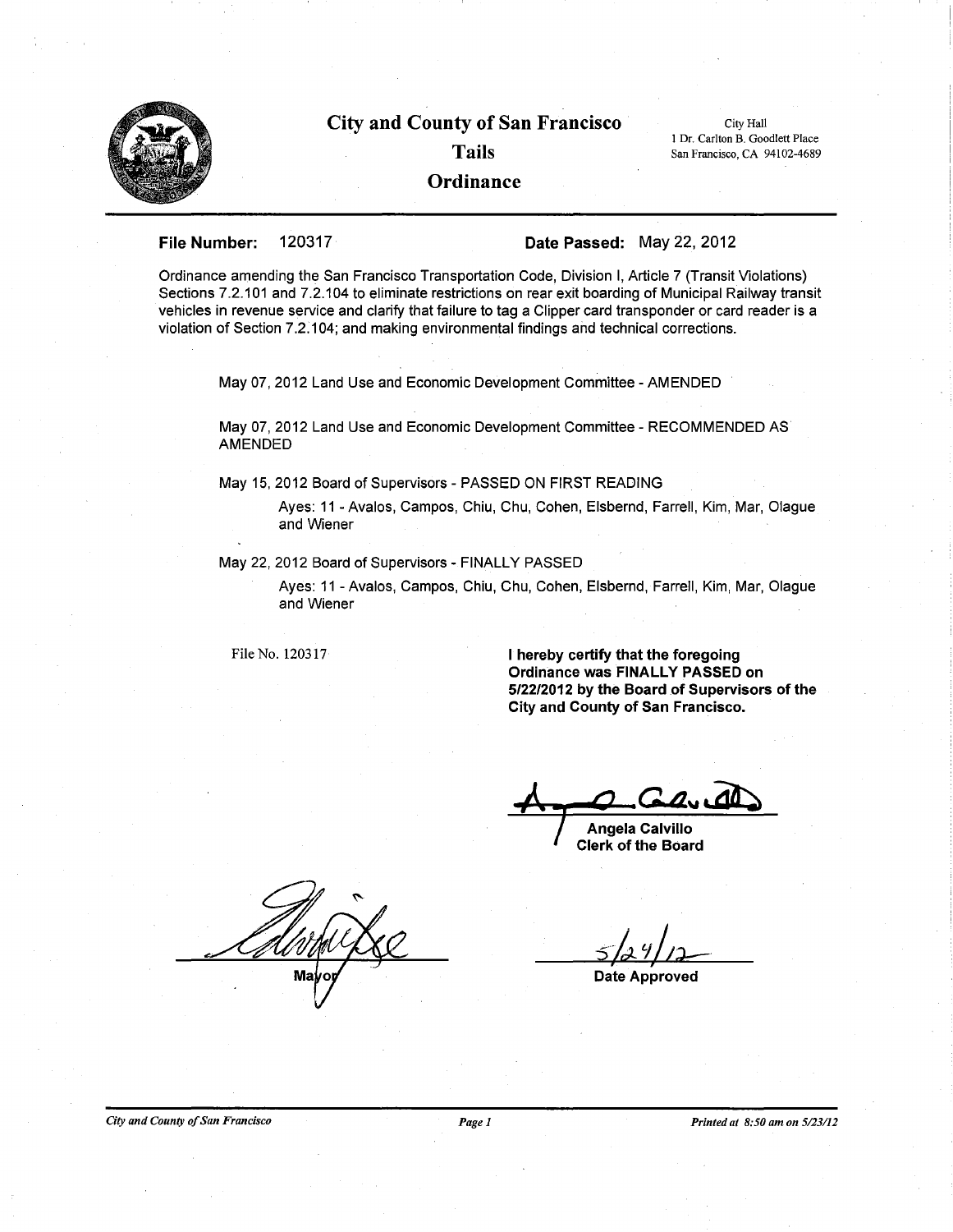# City and County of San Francisco

## Tails

## Ordinance

City Hall
1 Dr. Carlton B. Goodlett Place
San Francisco, CA 94102-4689

---

**File Number:** 120317 **Date Passed:** May 22, 2012

Ordinance amending the San Francisco Transportation Code, Division I, Article 7 (Transit Violations) Sections 7.2.101 and 7.2.104 to eliminate restrictions on rear exit boarding of Municipal Railway transit vehicles in revenue service and clarify that failure to tag a Clipper card transponder or card reader is a violation of Section 7.2.104; and making environmental findings and technical corrections.

May 07, 2012 Land Use and Economic Development Committee - AMENDED

May 07, 2012 Land Use and Economic Development Committee - RECOMMENDED AS AMENDED

May 15, 2012 Board of Supervisors - PASSED ON FIRST READING

Ayes: 11 - Avalos, Campos, Chiu, Chu, Cohen, Elsbernd, Farrell, Kim, Mar, Olague and Wiener

May 22, 2012 Board of Supervisors - FINALLY PASSED

Ayes: 11 - Avalos, Campos, Chiu, Chu, Cohen, Elsbernd, Farrell, Kim, Mar, Olague and Wiener

File No. 120317

**I hereby certify that the foregoing Ordinance was FINALLY PASSED on 5/22/2012 by the Board of Supervisors of the City and County of San Francisco.**

**Angela Calvillo**
**Clerk of the Board**

Mayor

5/24/12
**Date Approved**